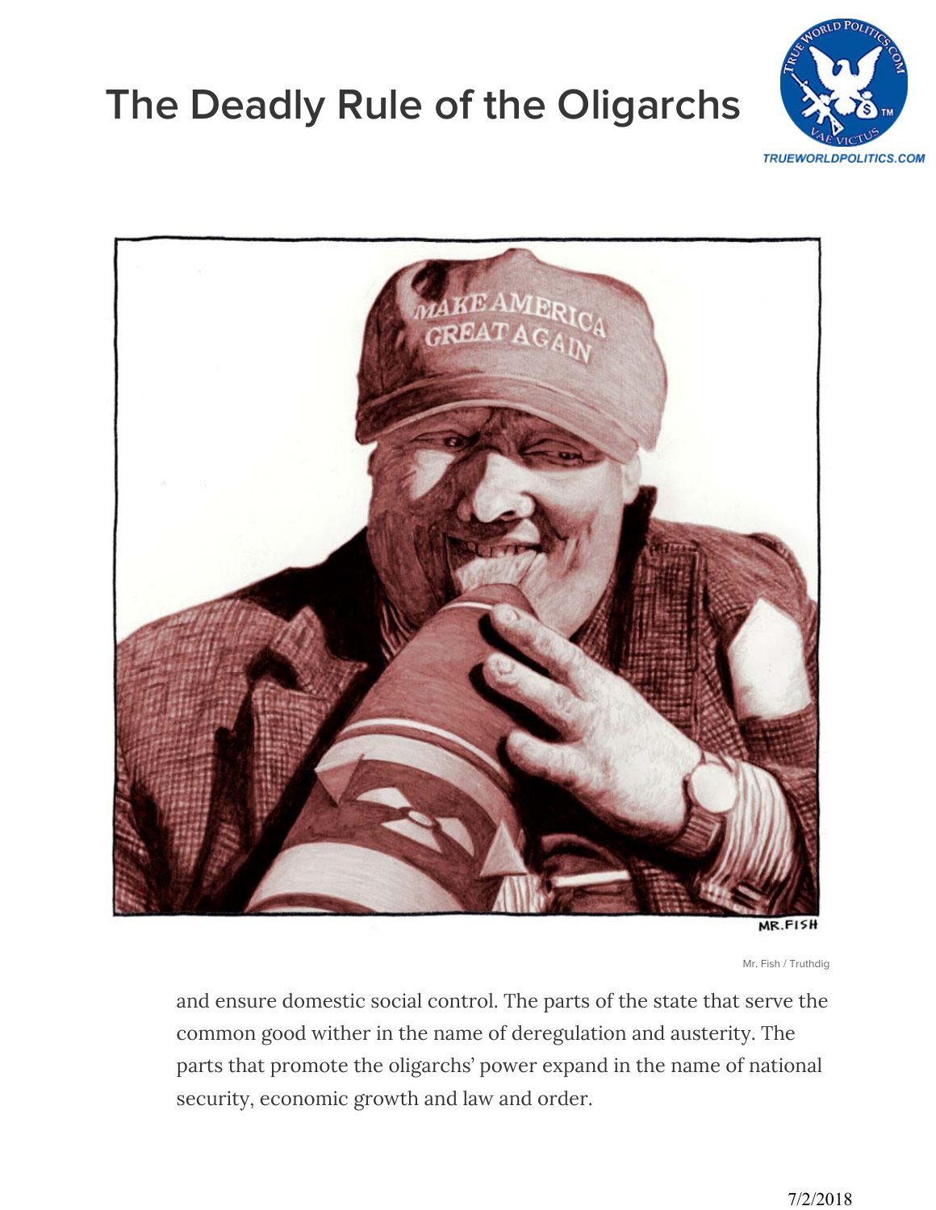# The Deadly Rule of the Oligarchs

Mr. Fish / Truthdig

and ensure domestic social control. The parts of the state that serve the common good wither in the name of deregulation and austerity. The parts that promote the oligarchs' power expand in the name of national security, economic growth and law and order.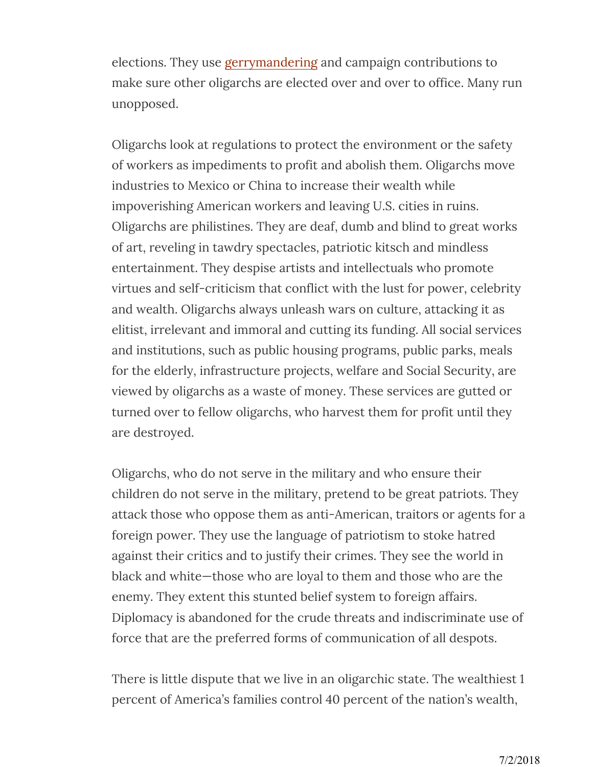elections. They use gerrymandering and campaign contributions to make sure other oligarchs are elected over and over to office. Many run unopposed.

Oligarchs look at regulations to protect the environment or the safety of workers as impediments to profit and abolish them. Oligarchs move industries to Mexico or China to increase their wealth while impoverishing American workers and leaving U.S. cities in ruins. Oligarchs are philistines. They are deaf, dumb and blind to great works of art, reveling in tawdry spectacles, patriotic kitsch and mindless entertainment. They despise artists and intellectuals who promote virtues and self-criticism that conflict with the lust for power, celebrity and wealth. Oligarchs always unleash wars on culture, attacking it as elitist, irrelevant and immoral and cutting its funding. All social services and institutions, such as public housing programs, public parks, meals for the elderly, infrastructure projects, welfare and Social Security, are viewed by oligarchs as a waste of money. These services are gutted or turned over to fellow oligarchs, who harvest them for profit until they are destroyed.

Oligarchs, who do not serve in the military and who ensure their children do not serve in the military, pretend to be great patriots. They attack those who oppose them as anti-American, traitors or agents for a foreign power. They use the language of patriotism to stoke hatred against their critics and to justify their crimes. They see the world in black and white—those who are loyal to them and those who are the enemy. They extent this stunted belief system to foreign affairs. Diplomacy is abandoned for the crude threats and indiscriminate use of force that are the preferred forms of communication of all despots.

There is little dispute that we live in an oligarchic state. The wealthiest 1 percent of America's families control 40 percent of the nation's wealth,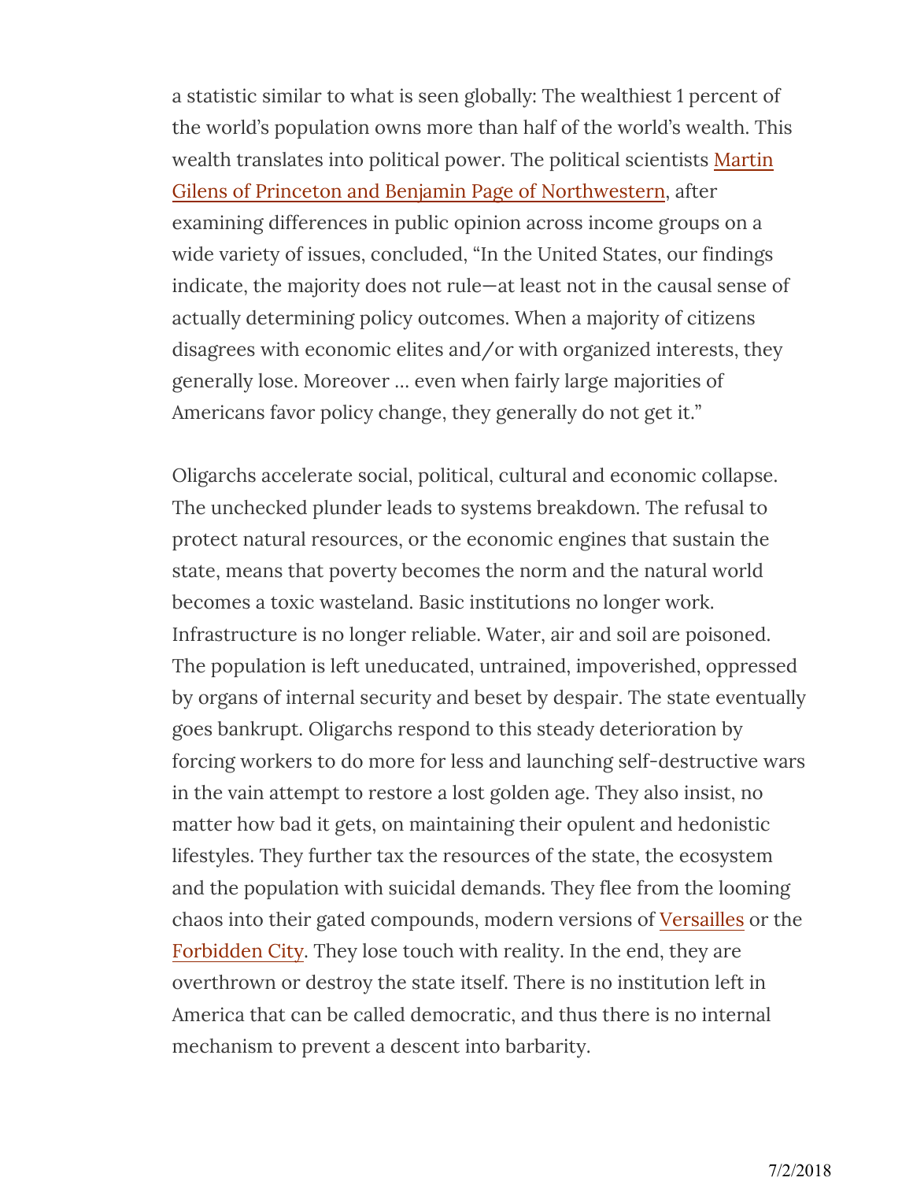a statistic similar to what is seen globally: The wealthiest 1 percent of the world's population owns more than half of the world's wealth. This wealth translates into political power. The political scientists Martin Gilens of Princeton and Benjamin Page of Northwestern, after examining differences in public opinion across income groups on a wide variety of issues, concluded, "In the United States, our findings indicate, the majority does not rule—at least not in the causal sense of actually determining policy outcomes. When a majority of citizens disagrees with economic elites and/or with organized interests, they generally lose. Moreover … even when fairly large majorities of Americans favor policy change, they generally do not get it."

Oligarchs accelerate social, political, cultural and economic collapse. The unchecked plunder leads to systems breakdown. The refusal to protect natural resources, or the economic engines that sustain the state, means that poverty becomes the norm and the natural world becomes a toxic wasteland. Basic institutions no longer work. Infrastructure is no longer reliable. Water, air and soil are poisoned. The population is left uneducated, untrained, impoverished, oppressed by organs of internal security and beset by despair. The state eventually goes bankrupt. Oligarchs respond to this steady deterioration by forcing workers to do more for less and launching self-destructive wars in the vain attempt to restore a lost golden age. They also insist, no matter how bad it gets, on maintaining their opulent and hedonistic lifestyles. They further tax the resources of the state, the ecosystem and the population with suicidal demands. They flee from the looming chaos into their gated compounds, modern versions of Versailles or the Forbidden City. They lose touch with reality. In the end, they are overthrown or destroy the state itself. There is no institution left in America that can be called democratic, and thus there is no internal mechanism to prevent a descent into barbarity.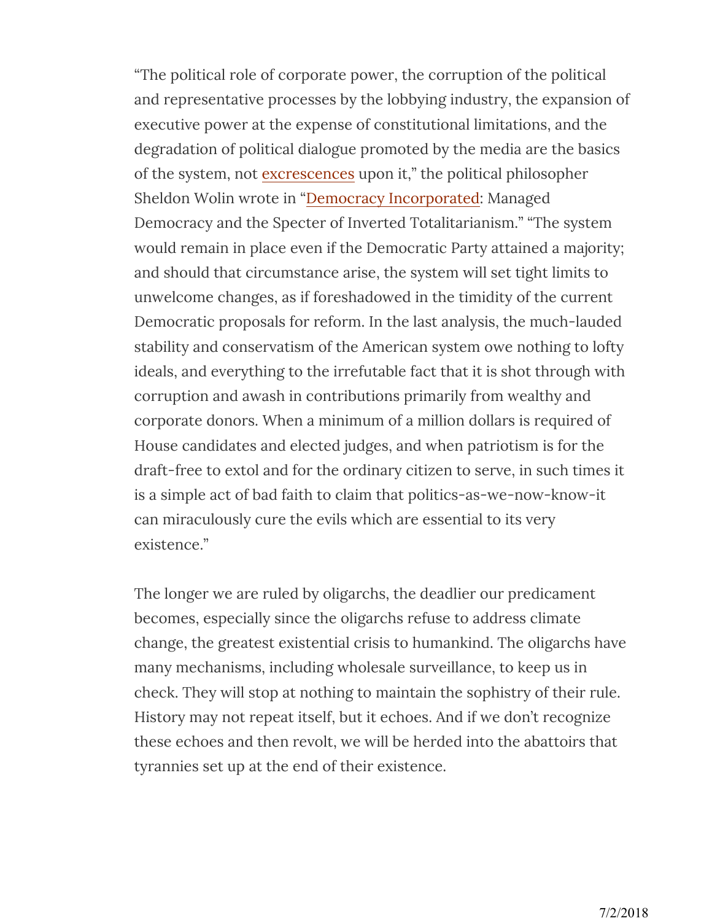"The political role of corporate power, the corruption of the political and representative processes by the lobbying industry, the expansion of executive power at the expense of constitutional limitations, and the degradation of political dialogue promoted by the media are the basics of the system, not excrescences upon it," the political philosopher Sheldon Wolin wrote in "Democracy Incorporated: Managed Democracy and the Specter of Inverted Totalitarianism." "The system would remain in place even if the Democratic Party attained a majority; and should that circumstance arise, the system will set tight limits to unwelcome changes, as if foreshadowed in the timidity of the current Democratic proposals for reform. In the last analysis, the much-lauded stability and conservatism of the American system owe nothing to lofty ideals, and everything to the irrefutable fact that it is shot through with corruption and awash in contributions primarily from wealthy and corporate donors. When a minimum of a million dollars is required of House candidates and elected judges, and when patriotism is for the draft-free to extol and for the ordinary citizen to serve, in such times it is a simple act of bad faith to claim that politics-as-we-now-know-it can miraculously cure the evils which are essential to its very existence."

The longer we are ruled by oligarchs, the deadlier our predicament becomes, especially since the oligarchs refuse to address climate change, the greatest existential crisis to humankind. The oligarchs have many mechanisms, including wholesale surveillance, to keep us in check. They will stop at nothing to maintain the sophistry of their rule. History may not repeat itself, but it echoes. And if we don't recognize these echoes and then revolt, we will be herded into the abattoirs that tyrannies set up at the end of their existence.